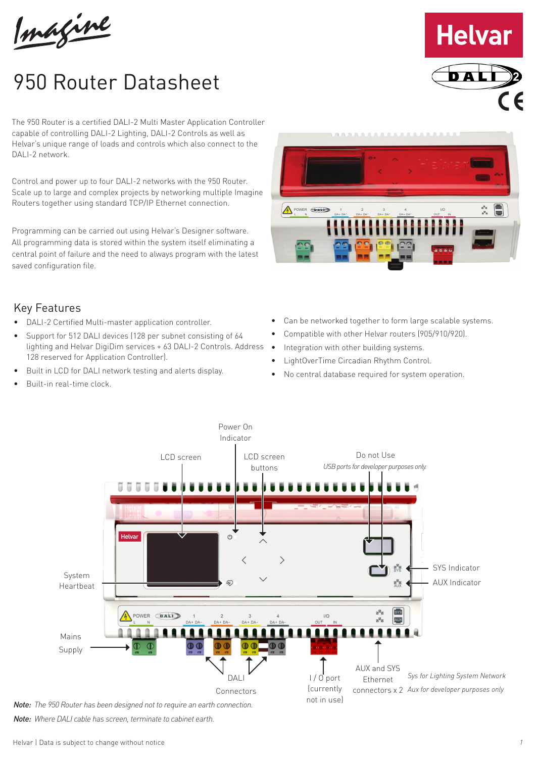# 950 Router Datasheet

The 950 Router is a certified DALI-2 Multi Master Application Controller capable of controlling DALI-2 Lighting, DALI-2 Controls as well as Helvar's unique range of loads and controls which also connect to the DALI-2 network.

Control and power up to four DALI-2 networks with the 950 Router. Scale up to large and complex projects by networking multiple Imagine Routers together using standard TCP/IP Ethernet connection.

Programming can be carried out using Helvar's Designer software. All programming data is stored within the system itself eliminating a central point of failure and the need to always program with the latest saved configuration file.

## Key Features

- DALI-2 Certified Multi-master application controller.
- Support for 512 DALI devices (128 per subnet consisting of 64 lighting and Helvar DigiDim services + 63 DALI-2 Controls. Address 128 reserved for Application Controller).
- Built in LCD for DALI network testing and alerts display.
- Built-in real-time clock.
- Can be networked together to form large scalable systems.
- Compatible with other Helvar routers (905/910/920).
- Integration with other building systems.
- LightOverTime Circadian Rhythm Control.
- No central database required for system operation.

Power On Indicator

LCD screen

LCD screen buttons

Do not Use
*USB ports for developer purposes only.*

System Heartbeat

SYS Indicator

AUX Indicator

Mains Supply

DALI Connectors

I / O port (currently not in use)

AUX and SYS Ethernet connectors x 2

*Sys for Lighting System Network*
*Aux for developer purposes only*

***Note:*** *The 950 Router has been designed not to require an earth connection.*

***Note:*** *Where DALI cable has screen, terminate to cabinet earth.*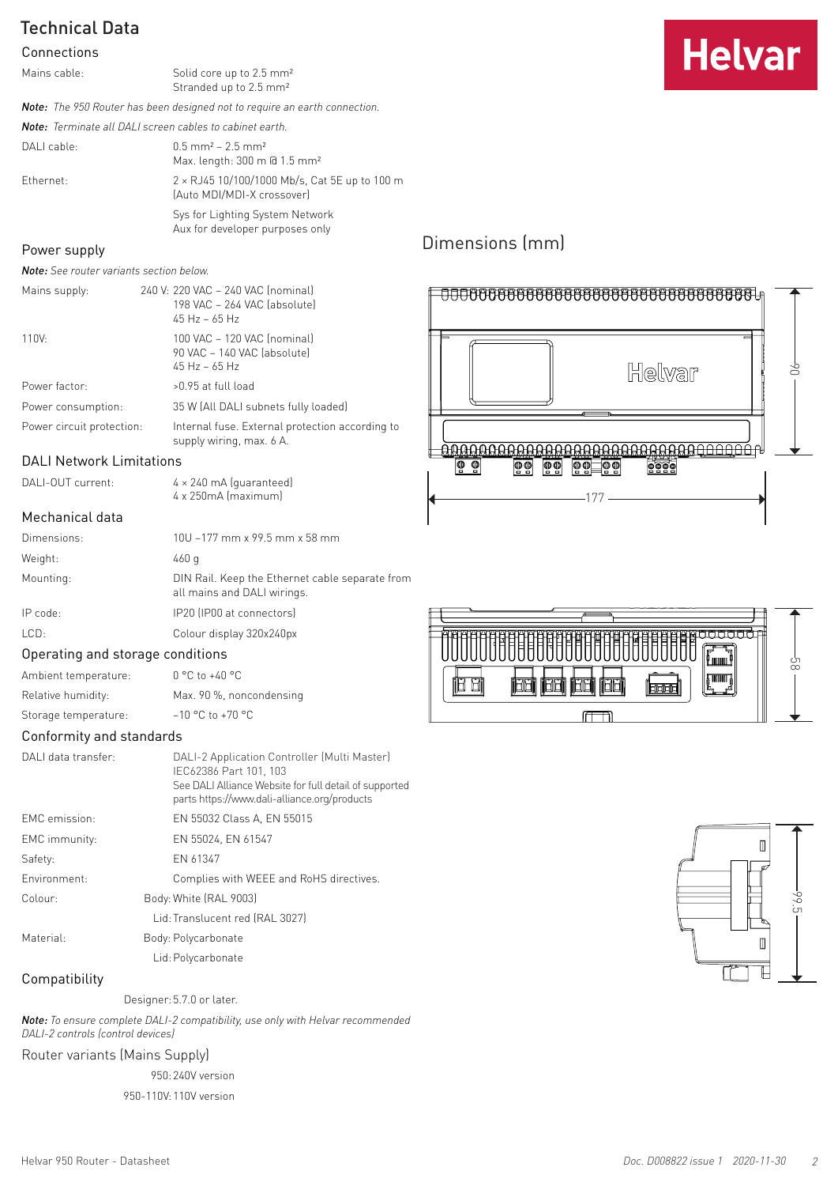# Technical Data

## Connections

| | |
|---|---|
| Mains cable: | Solid core up to 2.5 mm²<br>Stranded up to 2.5 mm² |

***Note:** The 950 Router has been designed not to require an earth connection.*

***Note:** Terminate all DALI screen cables to cabinet earth.*

| | |
|---|---|
| DALI cable: | 0.5 mm² – 2.5 mm²<br>Max. length: 300 m @ 1.5 mm² |
| Ethernet: | 2 × RJ45 10/100/1000 Mb/s, Cat 5E up to 100 m (Auto MDI/MDI-X crossover) |
| | Sys for Lighting System Network<br>Aux for developer purposes only |

## Power supply

***Note:** See router variants section below.*

| | |
|---|---|
| Mains supply: | 240 V: 220 VAC – 240 VAC (nominal)<br>198 VAC – 264 VAC (absolute)<br>45 Hz – 65 Hz |
| 110V: | 100 VAC – 120 VAC (nominal)<br>90 VAC – 140 VAC (absolute)<br>45 Hz – 65 Hz |
| Power factor: | >0.95 at full load |
| Power consumption: | 35 W (All DALI subnets fully loaded) |
| Power circuit protection: | Internal fuse. External protection according to supply wiring, max. 6 A. |

## DALI Network Limitations

| | |
|---|---|
| DALI-OUT current: | 4 × 240 mA (guaranteed)<br>4 x 250mA (maximum) |

## Mechanical data

| | |
|---|---|
| Dimensions: | 10U –177 mm x 99.5 mm x 58 mm |
| Weight: | 460 g |
| Mounting: | DIN Rail. Keep the Ethernet cable separate from all mains and DALI wirings. |
| IP code: | IP20 (IP00 at connectors) |
| LCD: | Colour display 320x240px |

## Operating and storage conditions

| | |
|---|---|
| Ambient temperature: | 0 °C to +40 °C |
| Relative humidity: | Max. 90 %, noncondensing |
| Storage temperature: | –10 °C to +70 °C |

## Conformity and standards

| | |
|---|---|
| DALI data transfer: | DALI-2 Application Controller (Multi Master)<br>IEC62386 Part 101, 103<br>See DALI Alliance Website for full detail of supported parts https://www.dali-alliance.org/products |
| EMC emission: | EN 55032 Class A, EN 55015 |
| EMC immunity: | EN 55024, EN 61547 |
| Safety: | EN 61347 |
| Environment: | Complies with WEEE and RoHS directives. |
| Colour: | Body: White (RAL 9003)<br>Lid: Translucent red (RAL 3027) |
| Material: | Body: Polycarbonate<br>Lid: Polycarbonate |

## Compatibility

Designer: 5.7.0 or later.

***Note:** To ensure complete DALI-2 compatibility, use only with Helvar recommended DALI-2 controls (control devices)*

## Router variants (Mains Supply)

950: 240V version

950-110V: 110V version

# Dimensions (mm)

90

177

58

99.5